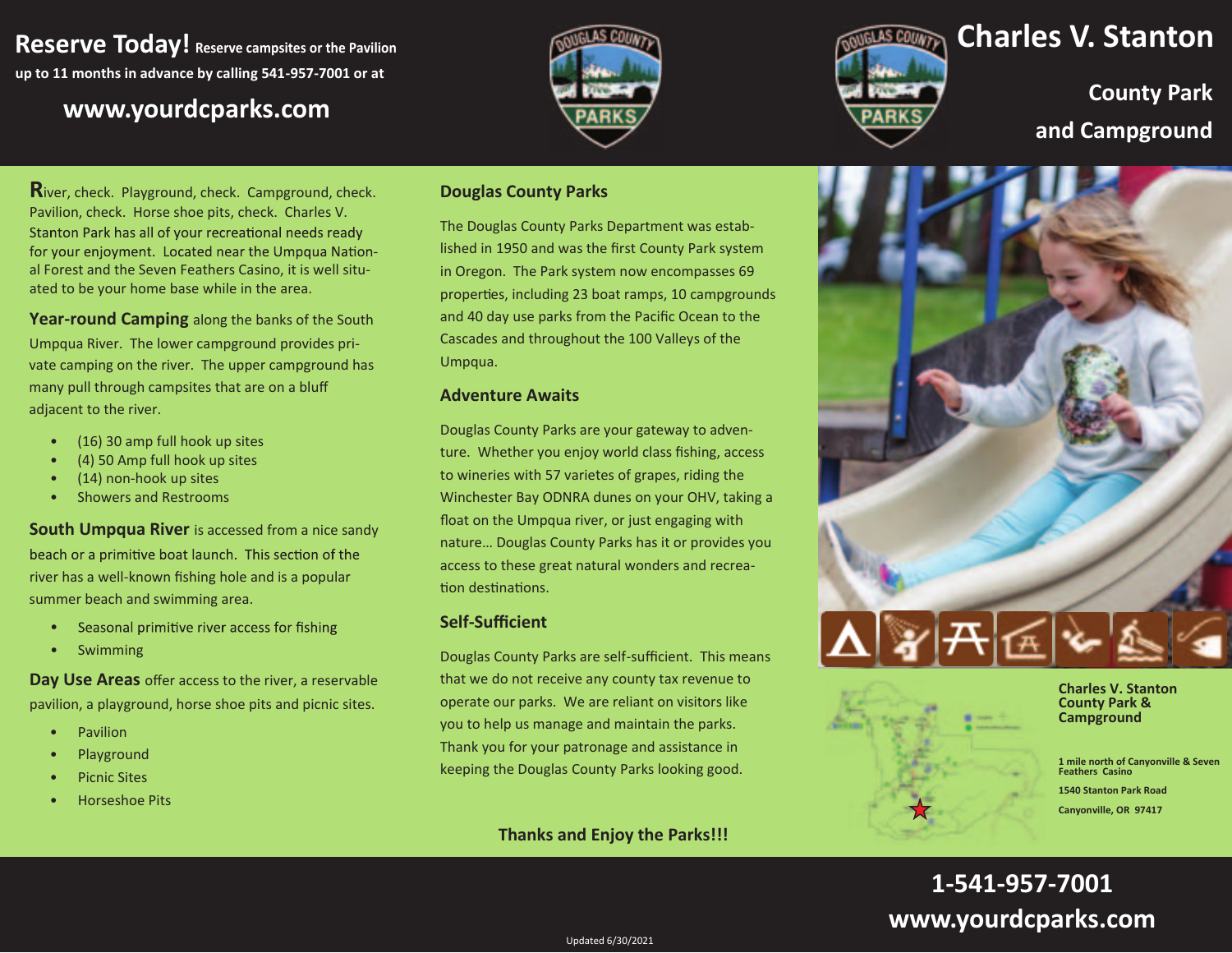# Charles V. Stanton

## County Park and Campground

**Reserve Today!** Reserve campsites or the Pavilion up to 11 months in advance by calling 541-957-7001 or at

**www.yourdcparks.com**

River, check. Playground, check. Campground, check. Pavilion, check. Horse shoe pits, check. Charles V. Stanton Park has all of your recreational needs ready for your enjoyment. Located near the Umpqua National Forest and the Seven Feathers Casino, it is well situated to be your home base while in the area.

**Year-round Camping** along the banks of the South Umpqua River. The lower campground provides private camping on the river. The upper campground has many pull through campsites that are on a bluff adjacent to the river.

- (16) 30 amp full hook up sites
- (4) 50 Amp full hook up sites
- (14) non-hook up sites
- Showers and Restrooms

**South Umpqua River** is accessed from a nice sandy beach or a primitive boat launch. This section of the river has a well-known fishing hole and is a popular summer beach and swimming area.

- Seasonal primitive river access for fishing
- Swimming

**Day Use Areas** offer access to the river, a reservable pavilion, a playground, horse shoe pits and picnic sites.

- Pavilion
- Playground
- Picnic Sites
- Horseshoe Pits

### Douglas County Parks

The Douglas County Parks Department was established in 1950 and was the first County Park system in Oregon. The Park system now encompasses 69 properties, including 23 boat ramps, 10 campgrounds and 40 day use parks from the Pacific Ocean to the Cascades and throughout the 100 Valleys of the Umpqua.

### Adventure Awaits

Douglas County Parks are your gateway to adventure. Whether you enjoy world class fishing, access to wineries with 57 varietes of grapes, riding the Winchester Bay ODNRA dunes on your OHV, taking a float on the Umpqua river, or just engaging with nature… Douglas County Parks has it or provides you access to these great natural wonders and recreation destinations.

### Self-Sufficient

Douglas County Parks are self-sufficient. This means that we do not receive any county tax revenue to operate our parks. We are reliant on visitors like you to help us manage and maintain the parks. Thank you for your patronage and assistance in keeping the Douglas County Parks looking good.

**Thanks and Enjoy the Parks!!!**

**Charles V. Stanton County Park & Campground**

**1 mile north of Canyonville & Seven Feathers Casino**

**1540 Stanton Park Road**

**Canyonville, OR 97417**

**1-541-957-7001**

**www.yourdcparks.com**

Updated 6/30/2021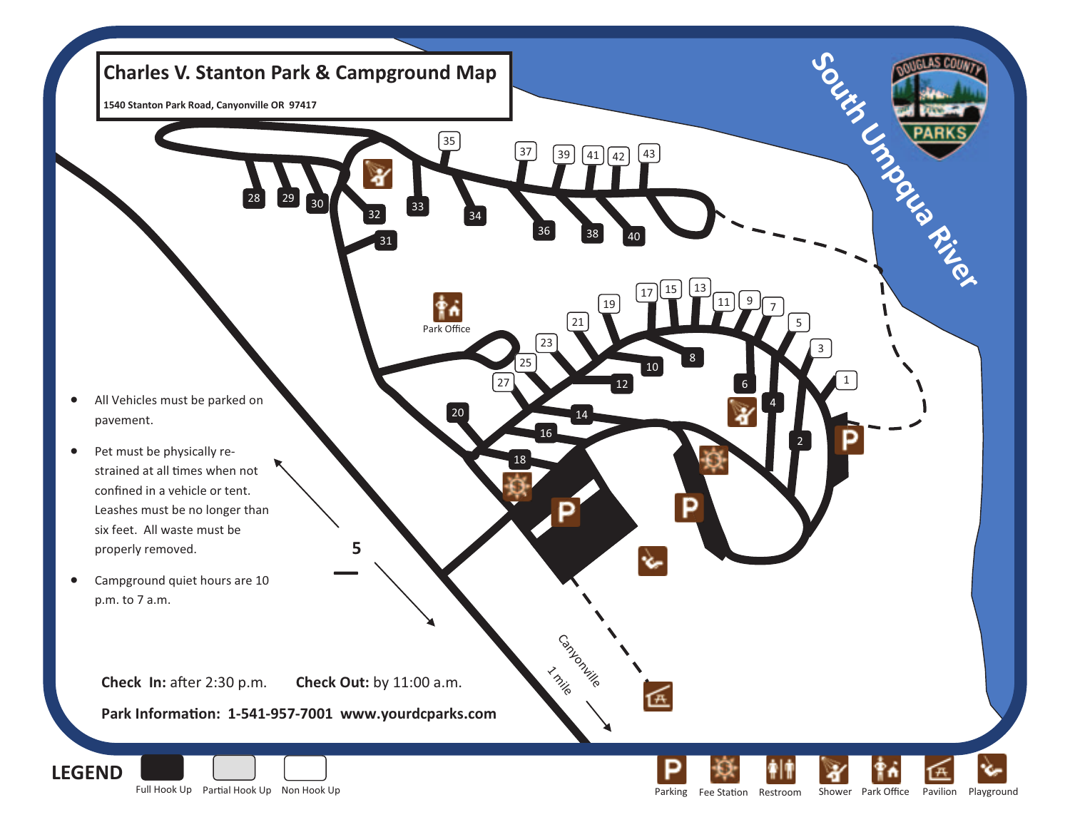# Charles V. Stanton Park & Campground Map

**1540 Stanton Park Road, Canyonville OR 97417**

South Umpqua River

DOUGLAS COUNTY PARKS

- All Vehicles must be parked on pavement.
- Pet must be physically restrained at all times when not confined in a vehicle or tent. Leashes must be no longer than six feet. All waste must be properly removed.
- Campground quiet hours are 10 p.m. to 7 a.m.

5

Canyonville 1 mile

Park Office

**Check In:** after 2:30 p.m.  **Check Out:** by 11:00 a.m.

**Park Information: 1-541-957-7001 www.yourdcparks.com**

## LEGEND

Full Hook Up
Partial Hook Up
Non Hook Up

Parking
Fee Station
Restroom
Shower
Park Office
Pavilion
Playground